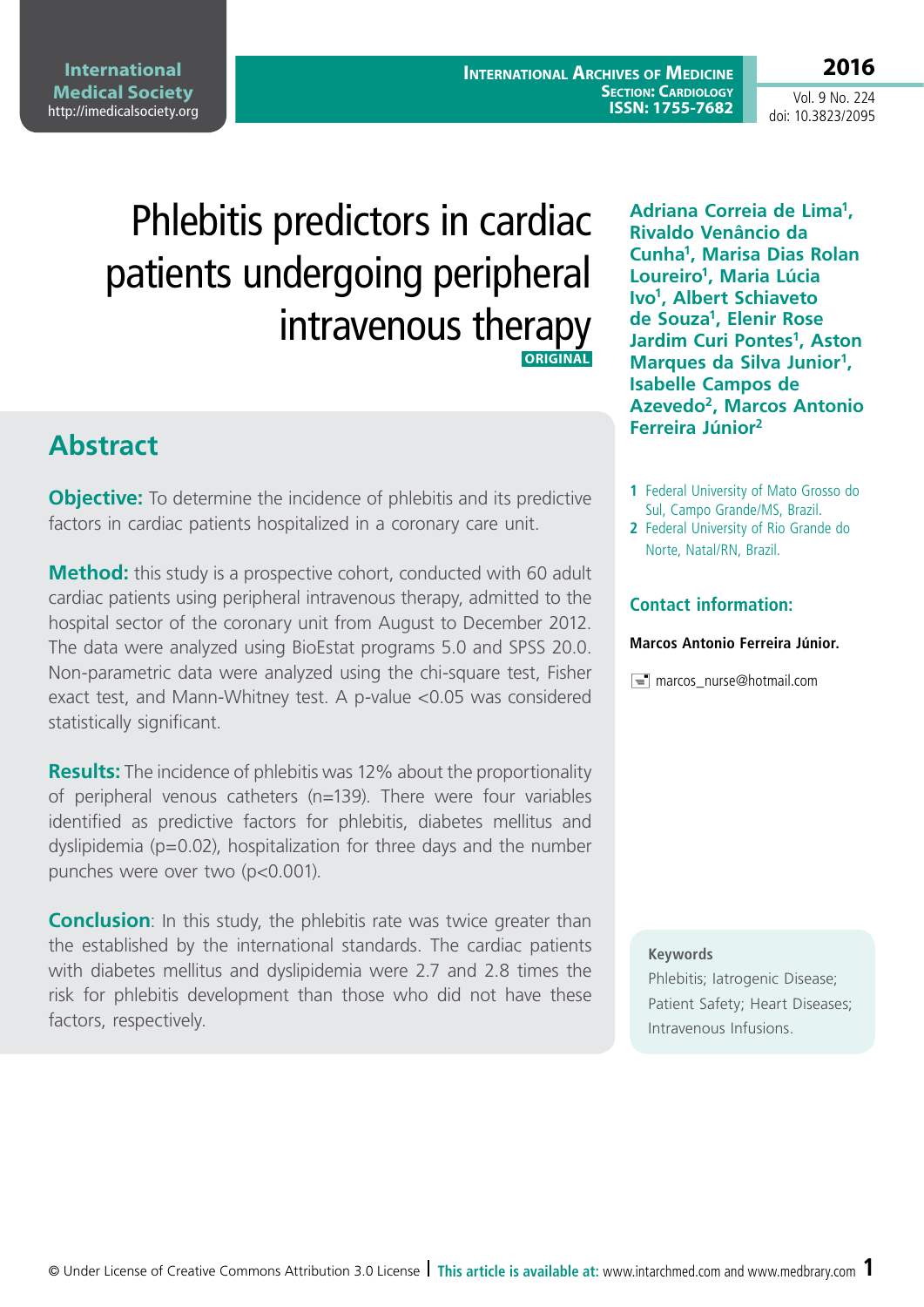# Phlebitis predictors in cardiac patients undergoing peripheral intravenous therapy

ORIGINAL

**Adriana Correia de Lima[1], Rivaldo Venâncio da Cunha[1], Marisa Dias Rolan Loureiro[1], Maria Lúcia Ivo[1], Albert Schiaveto de Souza[1], Elenir Rose Jardim Curi Pontes[1], Aston Marques da Silva Junior[1], Isabelle Campos de Azevedo[2], Marcos Antonio Ferreira Júnior[2]**

1 Federal University of Mato Grosso do Sul, Campo Grande/MS, Brazil.
2 Federal University of Rio Grande do Norte, Natal/RN, Brazil.

**Contact information:**

**Marcos Antonio Ferreira Júnior.**

marcos_nurse@hotmail.com

## Abstract

**Objective:** To determine the incidence of phlebitis and its predictive factors in cardiac patients hospitalized in a coronary care unit.

**Method:** this study is a prospective cohort, conducted with 60 adult cardiac patients using peripheral intravenous therapy, admitted to the hospital sector of the coronary unit from August to December 2012. The data were analyzed using BioEstat programs 5.0 and SPSS 20.0. Non-parametric data were analyzed using the chi-square test, Fisher exact test, and Mann-Whitney test. A p-value <0.05 was considered statistically significant.

**Results:** The incidence of phlebitis was 12% about the proportionality of peripheral venous catheters (n=139). There were four variables identified as predictive factors for phlebitis, diabetes mellitus and dyslipidemia (p=0.02), hospitalization for three days and the number punches were over two (p<0.001).

**Conclusion**: In this study, the phlebitis rate was twice greater than the established by the international standards. The cardiac patients with diabetes mellitus and dyslipidemia were 2.7 and 2.8 times the risk for phlebitis development than those who did not have these factors, respectively.

**Keywords**
Phlebitis; Iatrogenic Disease; Patient Safety; Heart Diseases; Intravenous Infusions.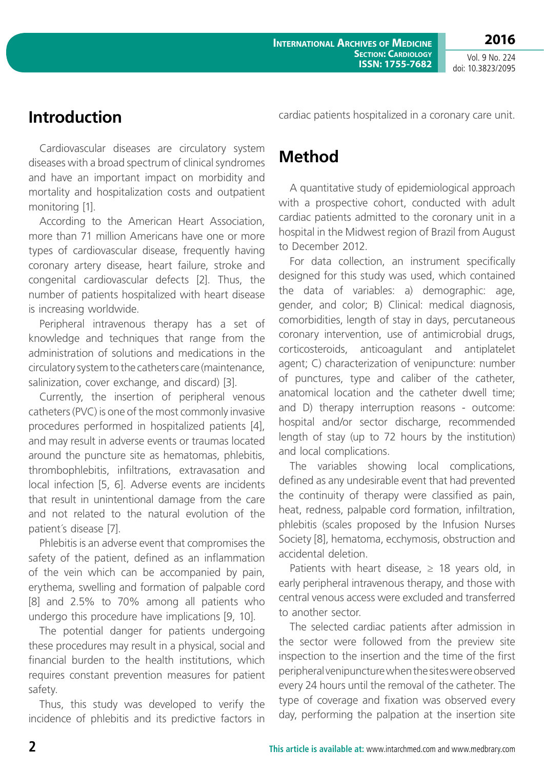## Introduction

Cardiovascular diseases are circulatory system diseases with a broad spectrum of clinical syndromes and have an important impact on morbidity and mortality and hospitalization costs and outpatient monitoring [1].

According to the American Heart Association, more than 71 million Americans have one or more types of cardiovascular disease, frequently having coronary artery disease, heart failure, stroke and congenital cardiovascular defects [2]. Thus, the number of patients hospitalized with heart disease is increasing worldwide.

Peripheral intravenous therapy has a set of knowledge and techniques that range from the administration of solutions and medications in the circulatory system to the catheters care (maintenance, salinization, cover exchange, and discard) [3].

Currently, the insertion of peripheral venous catheters (PVC) is one of the most commonly invasive procedures performed in hospitalized patients [4], and may result in adverse events or traumas located around the puncture site as hematomas, phlebitis, thrombophlebitis, infiltrations, extravasation and local infection [5, 6]. Adverse events are incidents that result in unintentional damage from the care and not related to the natural evolution of the patient´s disease [7].

Phlebitis is an adverse event that compromises the safety of the patient, defined as an inflammation of the vein which can be accompanied by pain, erythema, swelling and formation of palpable cord [8] and 2.5% to 70% among all patients who undergo this procedure have implications [9, 10].

The potential danger for patients undergoing these procedures may result in a physical, social and financial burden to the health institutions, which requires constant prevention measures for patient safety.

Thus, this study was developed to verify the incidence of phlebitis and its predictive factors in cardiac patients hospitalized in a coronary care unit.

## Method

A quantitative study of epidemiological approach with a prospective cohort, conducted with adult cardiac patients admitted to the coronary unit in a hospital in the Midwest region of Brazil from August to December 2012.

For data collection, an instrument specifically designed for this study was used, which contained the data of variables: a) demographic: age, gender, and color; B) Clinical: medical diagnosis, comorbidities, length of stay in days, percutaneous coronary intervention, use of antimicrobial drugs, corticosteroids, anticoagulant and antiplatelet agent; C) characterization of venipuncture: number of punctures, type and caliber of the catheter, anatomical location and the catheter dwell time; and D) therapy interruption reasons - outcome: hospital and/or sector discharge, recommended length of stay (up to 72 hours by the institution) and local complications.

The variables showing local complications, defined as any undesirable event that had prevented the continuity of therapy were classified as pain, heat, redness, palpable cord formation, infiltration, phlebitis (scales proposed by the Infusion Nurses Society [8], hematoma, ecchymosis, obstruction and accidental deletion.

Patients with heart disease, ≥ 18 years old, in early peripheral intravenous therapy, and those with central venous access were excluded and transferred to another sector.

The selected cardiac patients after admission in the sector were followed from the preview site inspection to the insertion and the time of the first peripheral venipuncture when the sites were observed every 24 hours until the removal of the catheter. The type of coverage and fixation was observed every day, performing the palpation at the insertion site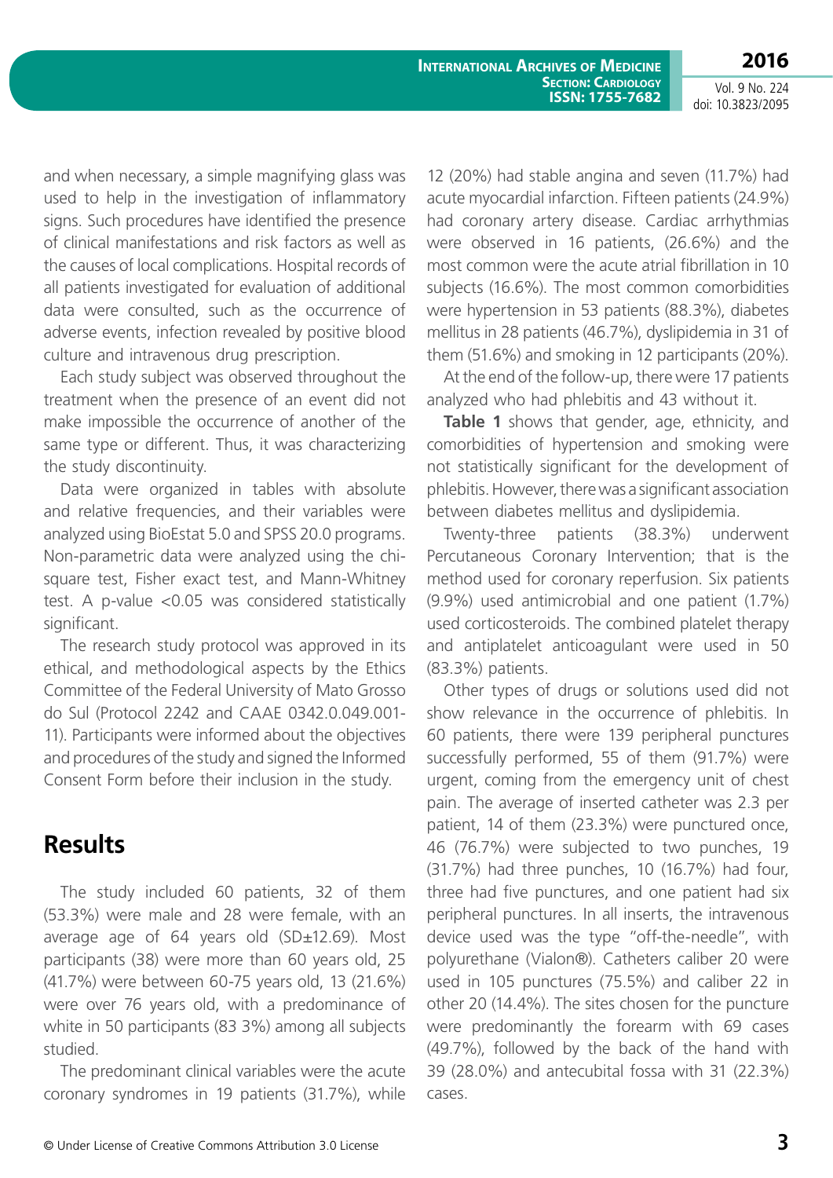and when necessary, a simple magnifying glass was used to help in the investigation of inflammatory signs. Such procedures have identified the presence of clinical manifestations and risk factors as well as the causes of local complications. Hospital records of all patients investigated for evaluation of additional data were consulted, such as the occurrence of adverse events, infection revealed by positive blood culture and intravenous drug prescription.

Each study subject was observed throughout the treatment when the presence of an event did not make impossible the occurrence of another of the same type or different. Thus, it was characterizing the study discontinuity.

Data were organized in tables with absolute and relative frequencies, and their variables were analyzed using BioEstat 5.0 and SPSS 20.0 programs. Non-parametric data were analyzed using the chi-square test, Fisher exact test, and Mann-Whitney test. A p-value <0.05 was considered statistically significant.

The research study protocol was approved in its ethical, and methodological aspects by the Ethics Committee of the Federal University of Mato Grosso do Sul (Protocol 2242 and CAAE 0342.0.049.001-11). Participants were informed about the objectives and procedures of the study and signed the Informed Consent Form before their inclusion in the study.

## Results

The study included 60 patients, 32 of them (53.3%) were male and 28 were female, with an average age of 64 years old (SD±12.69). Most participants (38) were more than 60 years old, 25 (41.7%) were between 60-75 years old, 13 (21.6%) were over 76 years old, with a predominance of white in 50 participants (83 3%) among all subjects studied.

The predominant clinical variables were the acute coronary syndromes in 19 patients (31.7%), while 12 (20%) had stable angina and seven (11.7%) had acute myocardial infarction. Fifteen patients (24.9%) had coronary artery disease. Cardiac arrhythmias were observed in 16 patients, (26.6%) and the most common were the acute atrial fibrillation in 10 subjects (16.6%). The most common comorbidities were hypertension in 53 patients (88.3%), diabetes mellitus in 28 patients (46.7%), dyslipidemia in 31 of them (51.6%) and smoking in 12 participants (20%).

At the end of the follow-up, there were 17 patients analyzed who had phlebitis and 43 without it.

**Table 1** shows that gender, age, ethnicity, and comorbidities of hypertension and smoking were not statistically significant for the development of phlebitis. However, there was a significant association between diabetes mellitus and dyslipidemia.

Twenty-three patients (38.3%) underwent Percutaneous Coronary Intervention; that is the method used for coronary reperfusion. Six patients (9.9%) used antimicrobial and one patient (1.7%) used corticosteroids. The combined platelet therapy and antiplatelet anticoagulant were used in 50 (83.3%) patients.

Other types of drugs or solutions used did not show relevance in the occurrence of phlebitis. In 60 patients, there were 139 peripheral punctures successfully performed, 55 of them (91.7%) were urgent, coming from the emergency unit of chest pain. The average of inserted catheter was 2.3 per patient, 14 of them (23.3%) were punctured once, 46 (76.7%) were subjected to two punches, 19 (31.7%) had three punches, 10 (16.7%) had four, three had five punctures, and one patient had six peripheral punctures. In all inserts, the intravenous device used was the type "off-the-needle", with polyurethane (Vialon®). Catheters caliber 20 were used in 105 punctures (75.5%) and caliber 22 in other 20 (14.4%). The sites chosen for the puncture were predominantly the forearm with 69 cases (49.7%), followed by the back of the hand with 39 (28.0%) and antecubital fossa with 31 (22.3%) cases.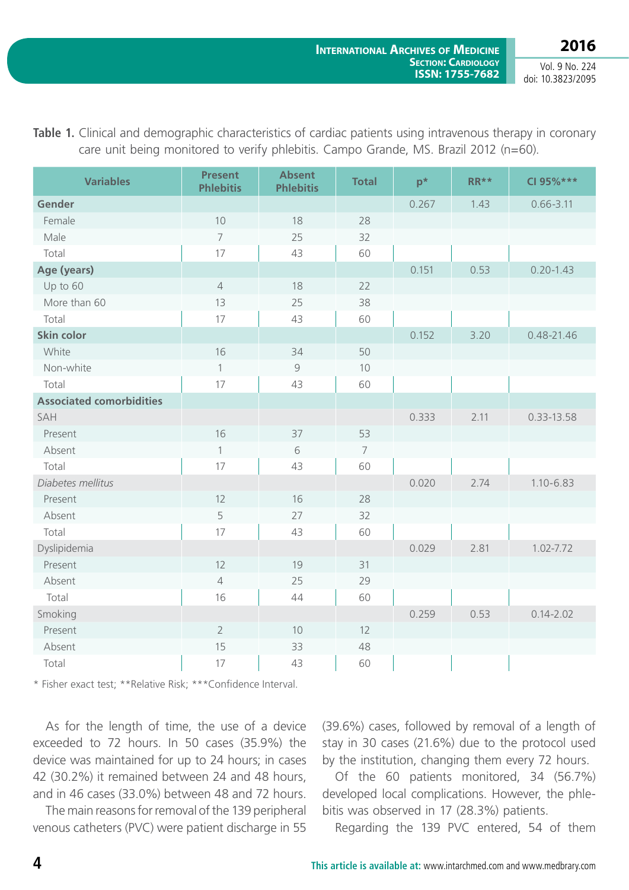**Table 1.** Clinical and demographic characteristics of cardiac patients using intravenous therapy in coronary care unit being monitored to verify phlebitis. Campo Grande, MS. Brazil 2012 (n=60).

| Variables | Present Phlebitis | Absent Phlebitis | Total | p* | RR** | CI 95%*** |
|---|---|---|---|---|---|---|
| **Gender** | | | | 0.267 | 1.43 | 0.66-3.11 |
| Female | 10 | 18 | 28 | | | |
| Male | 7 | 25 | 32 | | | |
| Total | 17 | 43 | 60 | | | |
| **Age (years)** | | | | 0.151 | 0.53 | 0.20-1.43 |
| Up to 60 | 4 | 18 | 22 | | | |
| More than 60 | 13 | 25 | 38 | | | |
| Total | 17 | 43 | 60 | | | |
| **Skin color** | | | | 0.152 | 3.20 | 0.48-21.46 |
| White | 16 | 34 | 50 | | | |
| Non-white | 1 | 9 | 10 | | | |
| Total | 17 | 43 | 60 | | | |
| **Associated comorbidities** | | | | | | |
| SAH | | | | 0.333 | 2.11 | 0.33-13.58 |
| Present | 16 | 37 | 53 | | | |
| Absent | 1 | 6 | 7 | | | |
| Total | 17 | 43 | 60 | | | |
| *Diabetes mellitus* | | | | 0.020 | 2.74 | 1.10-6.83 |
| Present | 12 | 16 | 28 | | | |
| Absent | 5 | 27 | 32 | | | |
| Total | 17 | 43 | 60 | | | |
| Dyslipidemia | | | | 0.029 | 2.81 | 1.02-7.72 |
| Present | 12 | 19 | 31 | | | |
| Absent | 4 | 25 | 29 | | | |
| Total | 16 | 44 | 60 | | | |
| Smoking | | | | 0.259 | 0.53 | 0.14-2.02 |
| Present | 2 | 10 | 12 | | | |
| Absent | 15 | 33 | 48 | | | |
| Total | 17 | 43 | 60 | | | |

\* Fisher exact test; **Relative Risk; ***Confidence Interval.

As for the length of time, the use of a device exceeded to 72 hours. In 50 cases (35.9%) the device was maintained for up to 24 hours; in cases 42 (30.2%) it remained between 24 and 48 hours, and in 46 cases (33.0%) between 48 and 72 hours.

The main reasons for removal of the 139 peripheral venous catheters (PVC) were patient discharge in 55 (39.6%) cases, followed by removal of a length of stay in 30 cases (21.6%) due to the protocol used by the institution, changing them every 72 hours.

Of the 60 patients monitored, 34 (56.7%) developed local complications. However, the phlebitis was observed in 17 (28.3%) patients.

Regarding the 139 PVC entered, 54 of them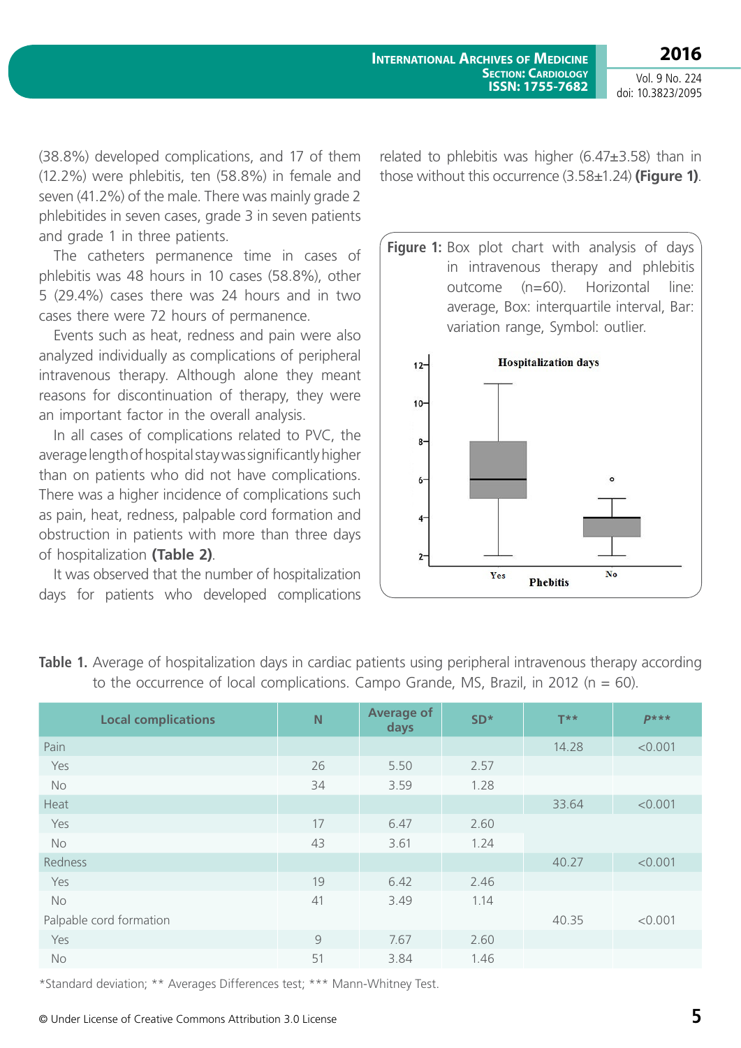(38.8%) developed complications, and 17 of them (12.2%) were phlebitis, ten (58.8%) in female and seven (41.2%) of the male. There was mainly grade 2 phlebitides in seven cases, grade 3 in seven patients and grade 1 in three patients.

The catheters permanence time in cases of phlebitis was 48 hours in 10 cases (58.8%), other 5 (29.4%) cases there was 24 hours and in two cases there were 72 hours of permanence.

Events such as heat, redness and pain were also analyzed individually as complications of peripheral intravenous therapy. Although alone they meant reasons for discontinuation of therapy, they were an important factor in the overall analysis.

In all cases of complications related to PVC, the average length of hospital stay was significantly higher than on patients who did not have complications. There was a higher incidence of complications such as pain, heat, redness, palpable cord formation and obstruction in patients with more than three days of hospitalization **(Table 2)**.

It was observed that the number of hospitalization days for patients who developed complications related to phlebitis was higher (6.47±3.58) than in those without this occurrence (3.58±1.24) **(Figure 1)**.

**Figure 1:** Box plot chart with analysis of days in intravenous therapy and phlebitis outcome (n=60). Horizontal line: average, Box: interquartile interval, Bar: variation range, Symbol: outlier.

**Table 1.** Average of hospitalization days in cardiac patients using peripheral intravenous therapy according to the occurrence of local complications. Campo Grande, MS, Brazil, in 2012 (n = 60).

| Local complications | N | Average of days | SD* | T** | P*** |
|---|---|---|---|---|---|
| Pain | | | | 14.28 | <0.001 |
| Yes | 26 | 5.50 | 2.57 | | |
| No | 34 | 3.59 | 1.28 | | |
| Heat | | | | 33.64 | <0.001 |
| Yes | 17 | 6.47 | 2.60 | | |
| No | 43 | 3.61 | 1.24 | | |
| Redness | | | | 40.27 | <0.001 |
| Yes | 19 | 6.42 | 2.46 | | |
| No | 41 | 3.49 | 1.14 | | |
| Palpable cord formation | | | | 40.35 | <0.001 |
| Yes | 9 | 7.67 | 2.60 | | |
| No | 51 | 3.84 | 1.46 | | |

*Standard deviation; ** Averages Differences test; *** Mann-Whitney Test.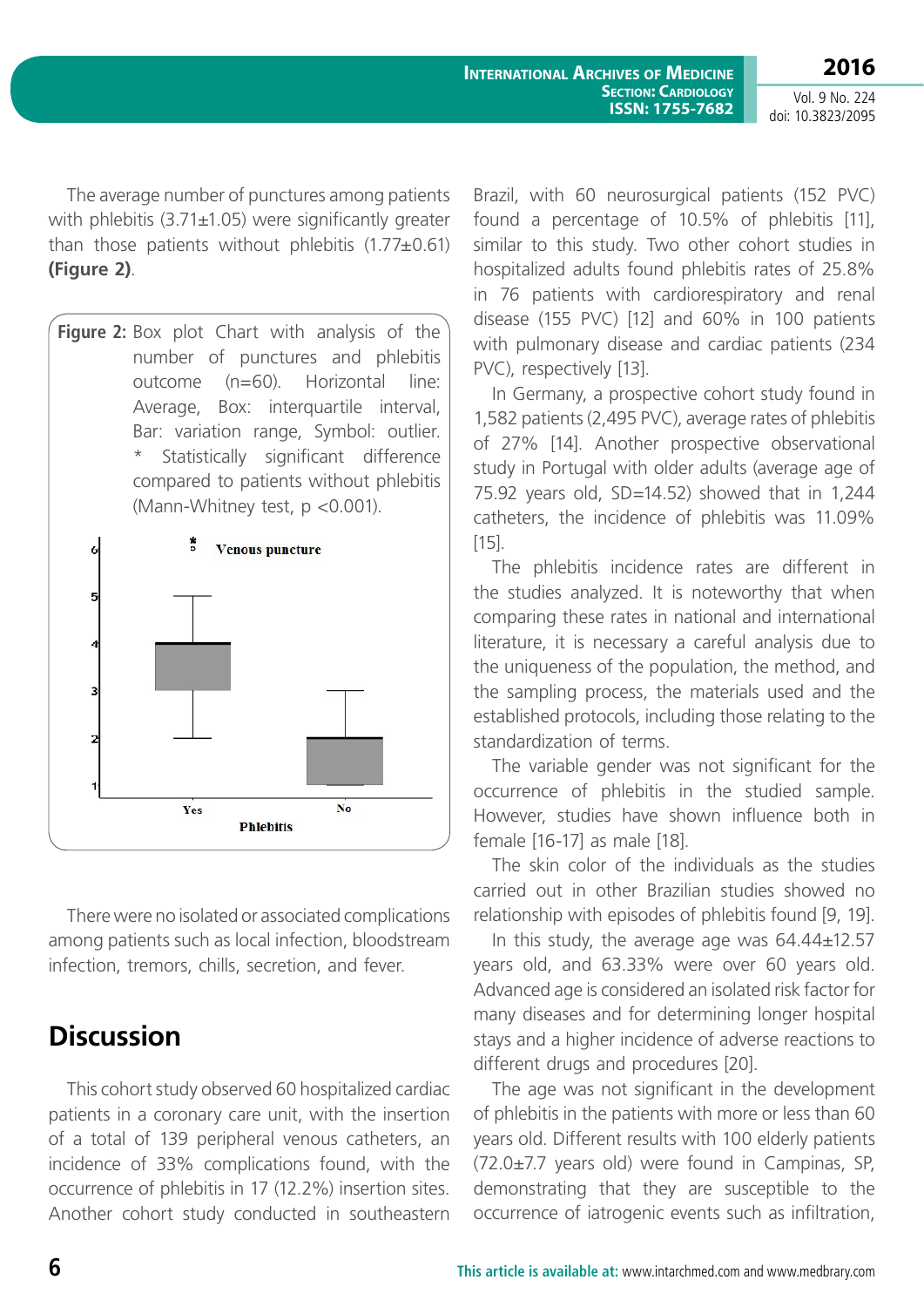The average number of punctures among patients with phlebitis (3.71±1.05) were significantly greater than those patients without phlebitis (1.77±0.61) **(Figure 2)**.

**Figure 2:** Box plot Chart with analysis of the number of punctures and phlebitis outcome (n=60). Horizontal line: Average, Box: interquartile interval, Bar: variation range, Symbol: outlier. * Statistically significant difference compared to patients without phlebitis (Mann-Whitney test, p <0.001).

There were no isolated or associated complications among patients such as local infection, bloodstream infection, tremors, chills, secretion, and fever.

## Discussion

This cohort study observed 60 hospitalized cardiac patients in a coronary care unit, with the insertion of a total of 139 peripheral venous catheters, an incidence of 33% complications found, with the occurrence of phlebitis in 17 (12.2%) insertion sites. Another cohort study conducted in southeastern Brazil, with 60 neurosurgical patients (152 PVC) found a percentage of 10.5% of phlebitis [11], similar to this study. Two other cohort studies in hospitalized adults found phlebitis rates of 25.8% in 76 patients with cardiorespiratory and renal disease (155 PVC) [12] and 60% in 100 patients with pulmonary disease and cardiac patients (234 PVC), respectively [13].

In Germany, a prospective cohort study found in 1,582 patients (2,495 PVC), average rates of phlebitis of 27% [14]. Another prospective observational study in Portugal with older adults (average age of 75.92 years old, SD=14.52) showed that in 1,244 catheters, the incidence of phlebitis was 11.09% [15].

The phlebitis incidence rates are different in the studies analyzed. It is noteworthy that when comparing these rates in national and international literature, it is necessary a careful analysis due to the uniqueness of the population, the method, and the sampling process, the materials used and the established protocols, including those relating to the standardization of terms.

The variable gender was not significant for the occurrence of phlebitis in the studied sample. However, studies have shown influence both in female [16-17] as male [18].

The skin color of the individuals as the studies carried out in other Brazilian studies showed no relationship with episodes of phlebitis found [9, 19].

In this study, the average age was 64.44±12.57 years old, and 63.33% were over 60 years old. Advanced age is considered an isolated risk factor for many diseases and for determining longer hospital stays and a higher incidence of adverse reactions to different drugs and procedures [20].

The age was not significant in the development of phlebitis in the patients with more or less than 60 years old. Different results with 100 elderly patients (72.0±7.7 years old) were found in Campinas, SP, demonstrating that they are susceptible to the occurrence of iatrogenic events such as infiltration,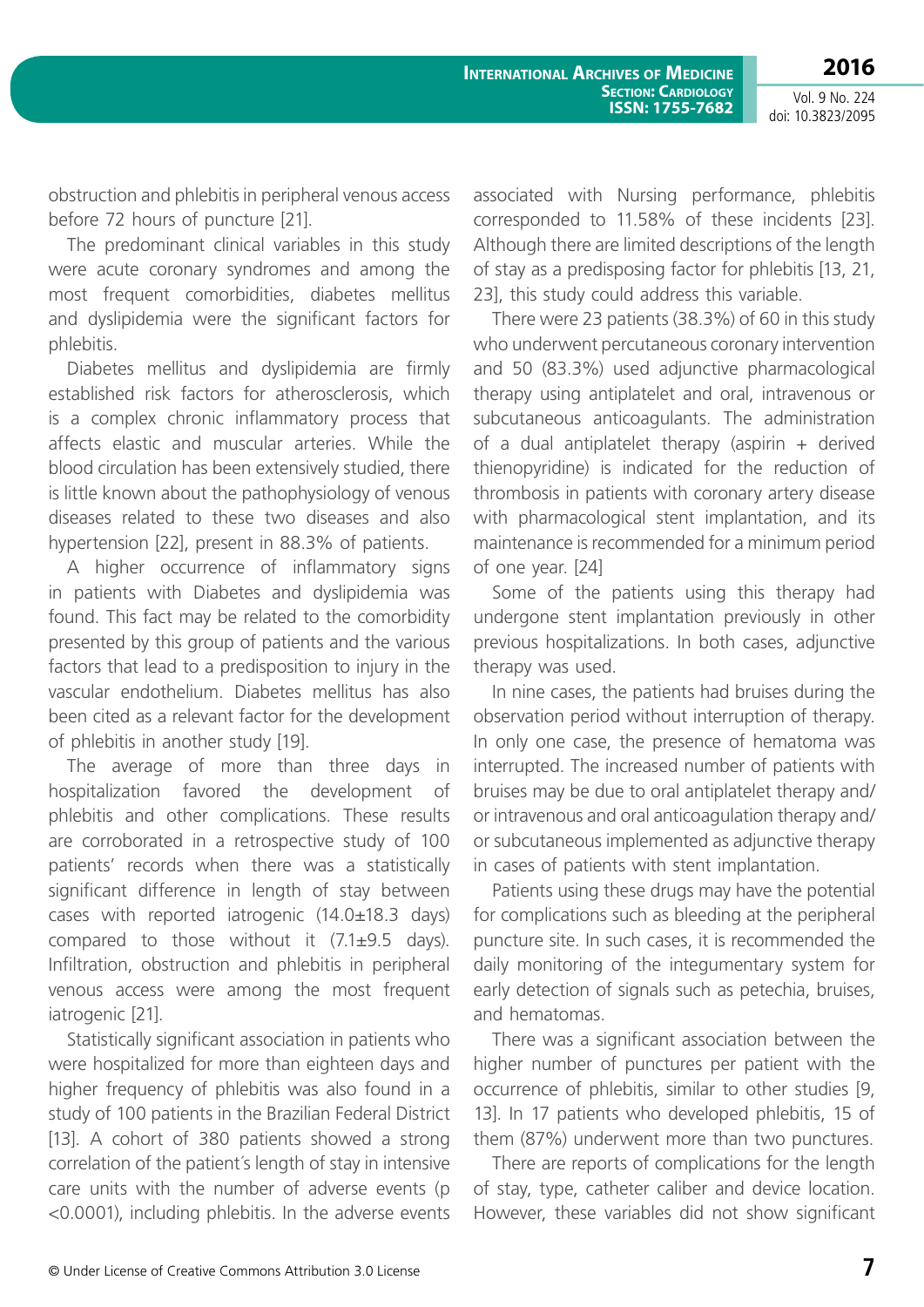obstruction and phlebitis in peripheral venous access before 72 hours of puncture [21].

The predominant clinical variables in this study were acute coronary syndromes and among the most frequent comorbidities, diabetes mellitus and dyslipidemia were the significant factors for phlebitis.

Diabetes mellitus and dyslipidemia are firmly established risk factors for atherosclerosis, which is a complex chronic inflammatory process that affects elastic and muscular arteries. While the blood circulation has been extensively studied, there is little known about the pathophysiology of venous diseases related to these two diseases and also hypertension [22], present in 88.3% of patients.

A higher occurrence of inflammatory signs in patients with Diabetes and dyslipidemia was found. This fact may be related to the comorbidity presented by this group of patients and the various factors that lead to a predisposition to injury in the vascular endothelium. Diabetes mellitus has also been cited as a relevant factor for the development of phlebitis in another study [19].

The average of more than three days in hospitalization favored the development of phlebitis and other complications. These results are corroborated in a retrospective study of 100 patients' records when there was a statistically significant difference in length of stay between cases with reported iatrogenic (14.0±18.3 days) compared to those without it (7.1±9.5 days). Infiltration, obstruction and phlebitis in peripheral venous access were among the most frequent iatrogenic [21].

Statistically significant association in patients who were hospitalized for more than eighteen days and higher frequency of phlebitis was also found in a study of 100 patients in the Brazilian Federal District [13]. A cohort of 380 patients showed a strong correlation of the patient´s length of stay in intensive care units with the number of adverse events ($p < 0.0001$), including phlebitis. In the adverse events associated with Nursing performance, phlebitis corresponded to 11.58% of these incidents [23]. Although there are limited descriptions of the length of stay as a predisposing factor for phlebitis [13, 21, 23], this study could address this variable.

There were 23 patients (38.3%) of 60 in this study who underwent percutaneous coronary intervention and 50 (83.3%) used adjunctive pharmacological therapy using antiplatelet and oral, intravenous or subcutaneous anticoagulants. The administration of a dual antiplatelet therapy (aspirin + derived thienopyridine) is indicated for the reduction of thrombosis in patients with coronary artery disease with pharmacological stent implantation, and its maintenance is recommended for a minimum period of one year. [24]

Some of the patients using this therapy had undergone stent implantation previously in other previous hospitalizations. In both cases, adjunctive therapy was used.

In nine cases, the patients had bruises during the observation period without interruption of therapy. In only one case, the presence of hematoma was interrupted. The increased number of patients with bruises may be due to oral antiplatelet therapy and/or intravenous and oral anticoagulation therapy and/or subcutaneous implemented as adjunctive therapy in cases of patients with stent implantation.

Patients using these drugs may have the potential for complications such as bleeding at the peripheral puncture site. In such cases, it is recommended the daily monitoring of the integumentary system for early detection of signals such as petechia, bruises, and hematomas.

There was a significant association between the higher number of punctures per patient with the occurrence of phlebitis, similar to other studies [9, 13]. In 17 patients who developed phlebitis, 15 of them (87%) underwent more than two punctures.

There are reports of complications for the length of stay, type, catheter caliber and device location. However, these variables did not show significant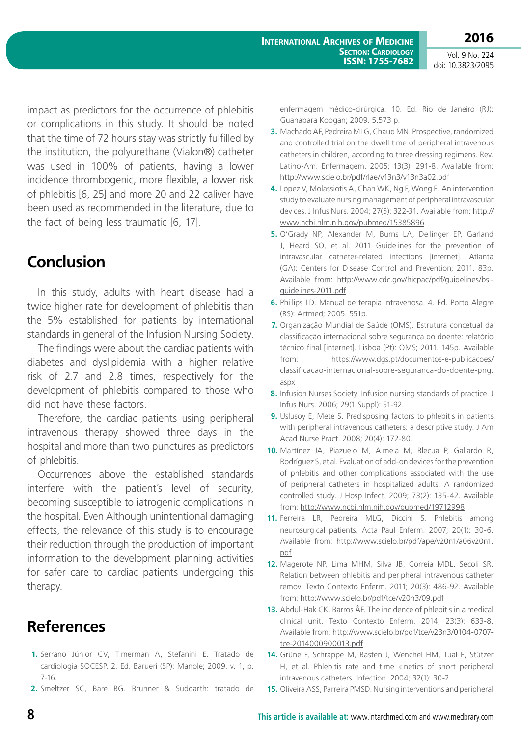impact as predictors for the occurrence of phlebitis or complications in this study. It should be noted that the time of 72 hours stay was strictly fulfilled by the institution, the polyurethane (Vialon®) catheter was used in 100% of patients, having a lower incidence thrombogenic, more flexible, a lower risk of phlebitis [6, 25] and more 20 and 22 caliver have been used as recommended in the literature, due to the fact of being less traumatic [6, 17].

## Conclusion

In this study, adults with heart disease had a twice higher rate for development of phlebitis than the 5% established for patients by international standards in general of the Infusion Nursing Society.

The findings were about the cardiac patients with diabetes and dyslipidemia with a higher relative risk of 2.7 and 2.8 times, respectively for the development of phlebitis compared to those who did not have these factors.

Therefore, the cardiac patients using peripheral intravenous therapy showed three days in the hospital and more than two punctures as predictors of phlebitis.

Occurrences above the established standards interfere with the patient´s level of security, becoming susceptible to iatrogenic complications in the hospital. Even Although unintentional damaging effects, the relevance of this study is to encourage their reduction through the production of important information to the development planning activities for safer care to cardiac patients undergoing this therapy.

## References

1. Serrano Júnior CV, Timerman A, Stefanini E. Tratado de cardiologia SOCESP. 2. Ed. Barueri (SP): Manole; 2009. v. 1, p. 7-16.
2. Smeltzer SC, Bare BG. Brunner & Suddarth: tratado de enfermagem médico-cirúrgica. 10. Ed. Rio de Janeiro (RJ): Guanabara Koogan; 2009. 5.573 p.
3. Machado AF, Pedreira MLG, Chaud MN. Prospective, randomized and controlled trial on the dwell time of peripheral intravenous catheters in children, according to three dressing regimens. Rev. Latino-Am. Enfermagem. 2005; 13(3): 291-8. Available from: http://www.scielo.br/pdf/rlae/v13n3/v13n3a02.pdf
4. Lopez V, Molassiotis A, Chan WK, Ng F, Wong E. An intervention study to evaluate nursing management of peripheral intravascular devices. J Infus Nurs. 2004; 27(5): 322-31. Available from: http://www.ncbi.nlm.nih.gov/pubmed/15385896
5. O'Grady NP, Alexander M, Burns LA, Dellinger EP, Garland J, Heard SO, et al. 2011 Guidelines for the prevention of intravascular catheter-related infections [internet]. Atlanta (GA): Centers for Disease Control and Prevention; 2011. 83p. Available from: http://www.cdc.gov/hicpac/pdf/guidelines/bsi-guidelines-2011.pdf
6. Phillips LD. Manual de terapia intravenosa. 4. Ed. Porto Alegre (RS): Artmed; 2005. 551p.
7. Organização Mundial de Saúde (OMS). Estrutura concetual da classificação internacional sobre segurança do doente: relatório técnico final [internet]. Lisboa (Pt): OMS; 2011. 145p. Available from: https://www.dgs.pt/documentos-e-publicacoes/classificacao-internacional-sobre-seguranca-do-doente-png.aspx
8. Infusion Nurses Society. Infusion nursing standards of practice. J Infus Nurs. 2006; 29(1 Suppl): S1-92.
9. Uslusoy E, Mete S. Predisposing factors to phlebitis in patients with peripheral intravenous catheters: a descriptive study. J Am Acad Nurse Pract. 2008; 20(4): 172-80.
10. Martínez JA, Piazuelo M, Almela M, Blecua P, Gallardo R, Rodríguez S, et al. Evaluation of add-on devices for the prevention of phlebitis and other complications associated with the use of peripheral catheters in hospitalized adults: A randomized controlled study. J Hosp Infect. 2009; 73(2): 135-42. Available from: http://www.ncbi.nlm.nih.gov/pubmed/19712998
11. Ferreira LR, Pedreira MLG, Diccini S. Phlebitis among neurosurgical patients. Acta Paul Enferm. 2007; 20(1): 30-6. Available from: http://www.scielo.br/pdf/ape/v20n1/a06v20n1.pdf
12. Magerote NP, Lima MHM, Silva JB, Correia MDL, Secoli SR. Relation between phlebitis and peripheral intravenous catheter remov. Texto Contexto Enferm. 2011; 20(3): 486-92. Available from: http://www.scielo.br/pdf/tce/v20n3/09.pdf
13. Abdul-Hak CK, Barros ÂF. The incidence of phlebitis in a medical clinical unit. Texto Contexto Enferm. 2014; 23(3): 633-8. Available from: http://www.scielo.br/pdf/tce/v23n3/0104-0707-tce-2014000900013.pdf
14. Grüne F, Schrappe M, Basten J, Wenchel HM, Tual E, Stützer H, et al. Phlebitis rate and time kinetics of short peripheral intravenous catheters. Infection. 2004; 32(1): 30-2.
15. Oliveira ASS, Parreira PMSD. Nursing interventions and peripheral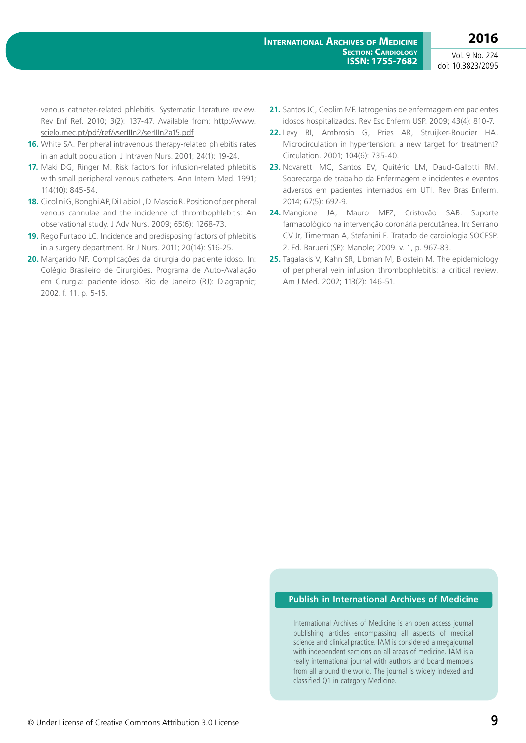venous catheter-related phlebitis. Systematic literature review. Rev Enf Ref. 2010; 3(2): 137-47. Available from: http://www.scielo.mec.pt/pdf/ref/vserIIIn2/serIIIn2a15.pdf

**16.** White SA. Peripheral intravenous therapy-related phlebitis rates in an adult population. J Intraven Nurs. 2001; 24(1): 19-24.

**17.** Maki DG, Ringer M. Risk factors for infusion-related phlebitis with small peripheral venous catheters. Ann Intern Med. 1991; 114(10): 845-54.

**18.** Cicolini G, Bonghi AP, Di Labio L, Di Mascio R. Position of peripheral venous cannulae and the incidence of thrombophlebitis: An observational study. J Adv Nurs. 2009; 65(6): 1268-73.

**19.** Rego Furtado LC. Incidence and predisposing factors of phlebitis in a surgery department. Br J Nurs. 2011; 20(14): S16-25.

**20.** Margarido NF. Complicações da cirurgia do paciente idoso. In: Colégio Brasileiro de Cirurgiões. Programa de Auto-Avaliação em Cirurgia: paciente idoso. Rio de Janeiro (RJ): Diagraphic; 2002. f. 11. p. 5-15.

**21.** Santos JC, Ceolim MF. Iatrogenias de enfermagem em pacientes idosos hospitalizados. Rev Esc Enferm USP. 2009; 43(4): 810-7.

**22.** Levy BI, Ambrosio G, Pries AR, Struijker-Boudier HA. Microcirculation in hypertension: a new target for treatment? Circulation. 2001; 104(6): 735-40.

**23.** Novaretti MC, Santos EV, Quitério LM, Daud-Gallotti RM. Sobrecarga de trabalho da Enfermagem e incidentes e eventos adversos em pacientes internados em UTI. Rev Bras Enferm. 2014; 67(5): 692-9.

**24.** Mangione JA, Mauro MFZ, Cristovão SAB. Suporte farmacológico na intervenção coronária percutânea. In: Serrano CV Jr, Timerman A, Stefanini E. Tratado de cardiologia SOCESP. 2. Ed. Barueri (SP): Manole; 2009. v. 1, p. 967-83.

**25.** Tagalakis V, Kahn SR, Libman M, Blostein M. The epidemiology of peripheral vein infusion thrombophlebitis: a critical review. Am J Med. 2002; 113(2): 146-51.

**Publish in International Archives of Medicine**

International Archives of Medicine is an open access journal publishing articles encompassing all aspects of medical science and clinical practice. IAM is considered a megajournal with independent sections on all areas of medicine. IAM is a really international journal with authors and board members from all around the world. The journal is widely indexed and classified Q1 in category Medicine.

© Under License of Creative Commons Attribution 3.0 License